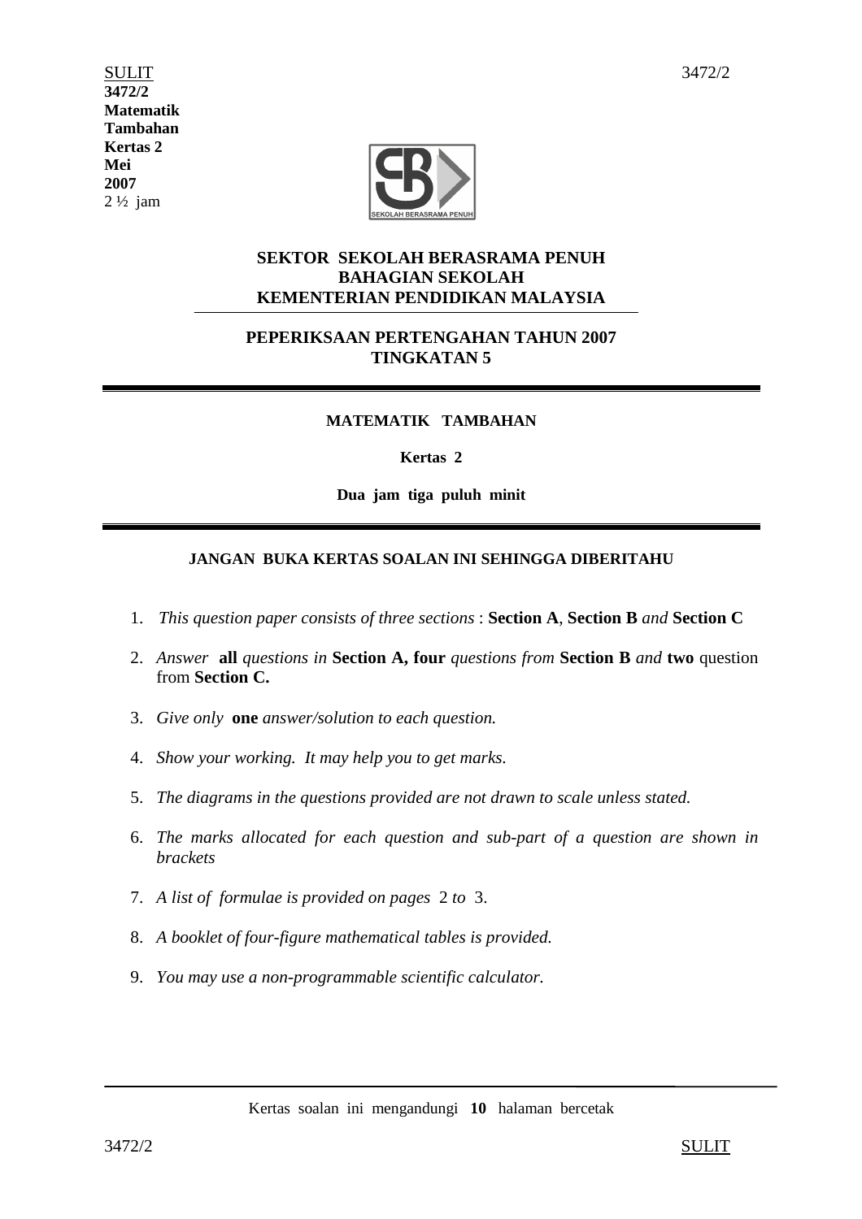SULIT

**3472/2**
**Matematik**
**Tambahan**
**Kertas 2**
**Mei**
**2007**
2 ½ jam

**SEKTOR SEKOLAH BERASRAMA PENUH**
**BAHAGIAN SEKOLAH**
**KEMENTERIAN PENDIDIKAN MALAYSIA**

---

**PEPERIKSAAN PERTENGAHAN TAHUN 2007**
**TINGKATAN 5**

---

**MATEMATIK TAMBAHAN**

**Kertas 2**

**Dua jam tiga puluh minit**

---

**JANGAN BUKA KERTAS SOALAN INI SEHINGGA DIBERITAHU**

1. *This question paper consists of three sections* : **Section A**, **Section B** *and* **Section C**
2. *Answer* **all** *questions in* **Section A, four** *questions from* **Section B** *and* **two** question from **Section C.**
3. *Give only* **one** *answer/solution to each question.*
4. *Show your working. It may help you to get marks.*
5. *The diagrams in the questions provided are not drawn to scale unless stated.*
6. *The marks allocated for each question and sub-part of a question are shown in brackets*
7. *A list of formulae is provided on pages* 2 *to* 3.
8. *A booklet of four-figure mathematical tables is provided.*
9. *You may use a non-programmable scientific calculator.*

---

Kertas soalan ini mengandungi **10** halaman bercetak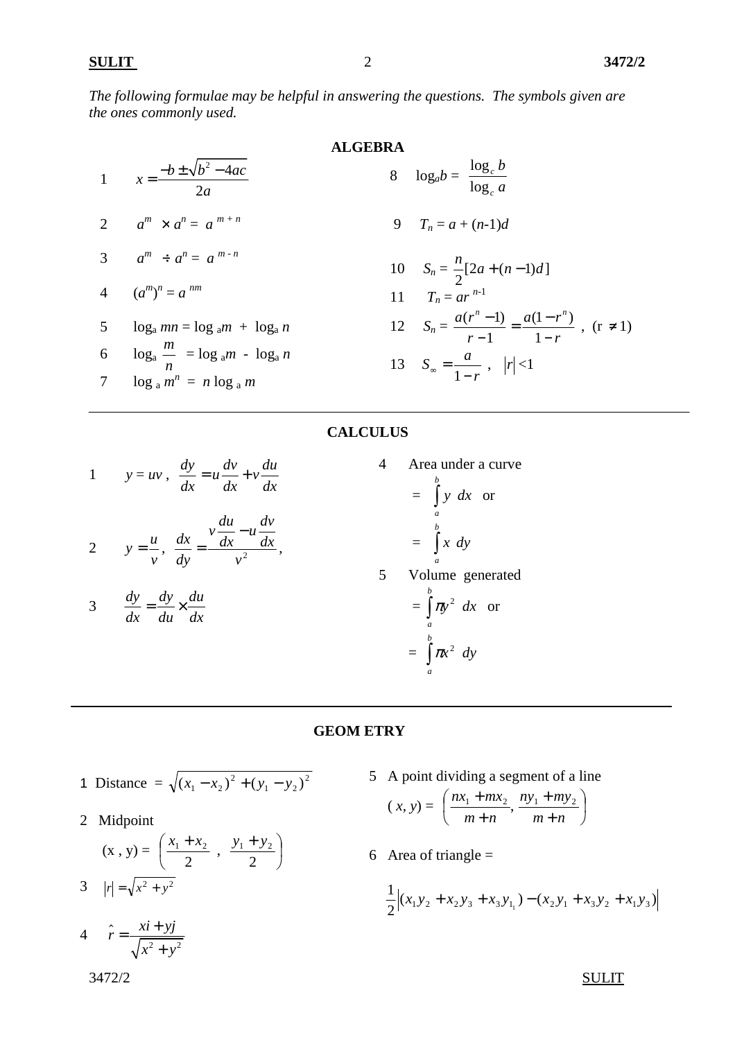*The following formulae may be helpful in answering the questions. The symbols given are the ones commonly used.*

## ALGEBRA

1. $x = \dfrac{-b \pm \sqrt{b^2 - 4ac}}{2a}$

2. $a^m \times a^n = a^{m+n}$

3. $a^m \div a^n = a^{m-n}$

4. $(a^m)^n = a^{nm}$

5. $\log_a mn = \log_a m + \log_a n$

6. $\log_a \dfrac{m}{n} = \log_a m - \log_a n$

7. $\log_a m^n = n \log_a m$

8. $\log_a b = \dfrac{\log_c b}{\log_c a}$

9. $T_n = a + (n-1)d$

10. $S_n = \dfrac{n}{2}[2a + (n-1)d]$

11. $T_n = ar^{n-1}$

12. $S_n = \dfrac{a(r^n - 1)}{r-1} = \dfrac{a(1-r^n)}{1-r}$, $(r \neq 1)$

13. $S_\infty = \dfrac{a}{1-r}$, $|r| < 1$

## CALCULUS

1. $y = uv$, $\dfrac{dy}{dx} = u\dfrac{dv}{dx} + v\dfrac{du}{dx}$

2. $y = \dfrac{u}{v}$, $\dfrac{dx}{dy} = \dfrac{v\dfrac{du}{dx} - u\dfrac{dv}{dx}}{v^2}$,

3. $\dfrac{dy}{dx} = \dfrac{dy}{du} \times \dfrac{du}{dx}$

4. Area under a curve

   $= \displaystyle\int_a^b y \, dx$ or

   $= \displaystyle\int_a^b x \, dy$

5. Volume generated

   $= \displaystyle\int_a^b \pi y^2 \, dx$ or

   $= \displaystyle\int_a^b \pi x^2 \, dy$

## GEOMETRY

1. Distance $= \sqrt{(x_1 - x_2)^2 + (y_1 - y_2)^2}$

2. Midpoint

   $(x, y) = \left( \dfrac{x_1 + x_2}{2}, \dfrac{y_1 + y_2}{2} \right)$

3. $|r| = \sqrt{x^2 + y^2}$

4. $\hat{r} = \dfrac{xi + yj}{\sqrt{x^2 + y^2}}$

5. A point dividing a segment of a line

   $(x, y) = \left( \dfrac{nx_1 + mx_2}{m+n}, \dfrac{ny_1 + my_2}{m+n} \right)$

6. Area of triangle =

   $\dfrac{1}{2}\left| (x_1y_2 + x_2y_3 + x_3y_1) - (x_2y_1 + x_3y_2 + x_1y_3) \right|$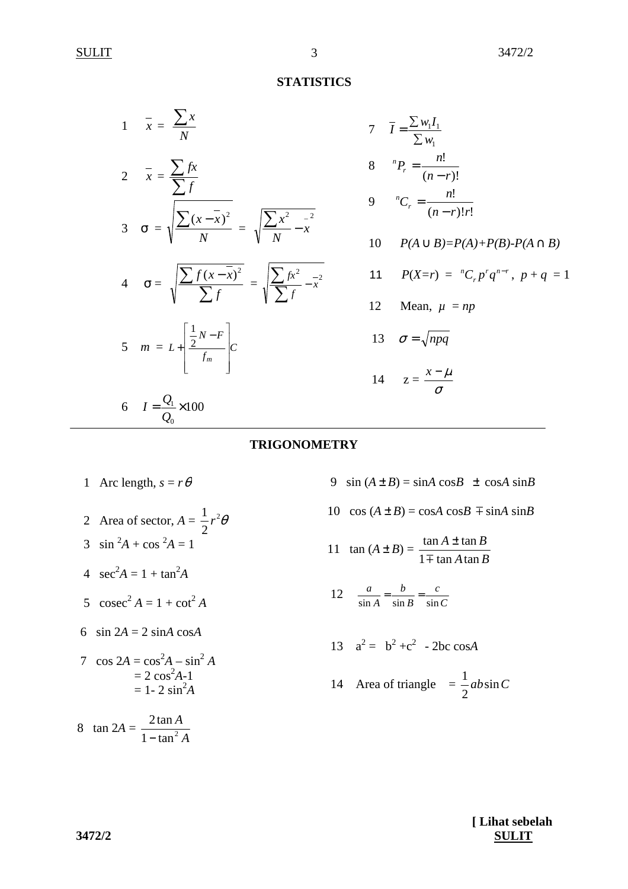## STATISTICS

1 $\bar{x} = \dfrac{\sum x}{N}$

2 $\bar{x} = \dfrac{\sum fx}{\sum f}$

3 $\sigma = \sqrt{\dfrac{\sum (x-\bar{x})^2}{N}} = \sqrt{\dfrac{\sum x^2}{N} - \bar{x}^2}$

4 $\sigma = \sqrt{\dfrac{\sum f(x-\bar{x})^2}{\sum f}} = \sqrt{\dfrac{\sum fx^2}{\sum f} - \bar{x}^2}$

5 $m = L + \left[\dfrac{\frac{1}{2}N - F}{f_m}\right]C$

6 $I = \dfrac{Q_1}{Q_0} \times 100$

7 $\bar{I} = \dfrac{\sum w_1 I_1}{\sum w_1}$

8 ${}^nP_r = \dfrac{n!}{(n-r)!}$

9 ${}^nC_r = \dfrac{n!}{(n-r)!\,r!}$

10 $P(A \cup B) = P(A) + P(B) - P(A \cap B)$

11 $P(X=r) = {}^nC_r\, p^r q^{n-r}$, $p + q = 1$

12 Mean, $\mu = np$

13 $\sigma = \sqrt{npq}$

14 $z = \dfrac{x-\mu}{\sigma}$

## TRIGONOMETRY

1 Arc length, $s = r\theta$

2 Area of sector, $A = \dfrac{1}{2}r^2\theta$

3 $\sin^2 A + \cos^2 A = 1$

4 $\sec^2 A = 1 + \tan^2 A$

5 $\operatorname{cosec}^2 A = 1 + \cot^2 A$

6 $\sin 2A = 2 \sin A \cos A$

7 $\cos 2A = \cos^2 A - \sin^2 A$
$= 2\cos^2 A - 1$
$= 1 - 2\sin^2 A$

8 $\tan 2A = \dfrac{2\tan A}{1 - \tan^2 A}$

9 $\sin (A \pm B) = \sin A \cos B \pm \cos A \sin B$

10 $\cos (A \pm B) = \cos A \cos B \mp \sin A \sin B$

11 $\tan (A \pm B) = \dfrac{\tan A \pm \tan B}{1 \mp \tan A \tan B}$

12 $\dfrac{a}{\sin A} = \dfrac{b}{\sin B} = \dfrac{c}{\sin C}$

13 $a^2 = b^2 + c^2 - 2bc \cos A$

14 Area of triangle $= \dfrac{1}{2}ab\sin C$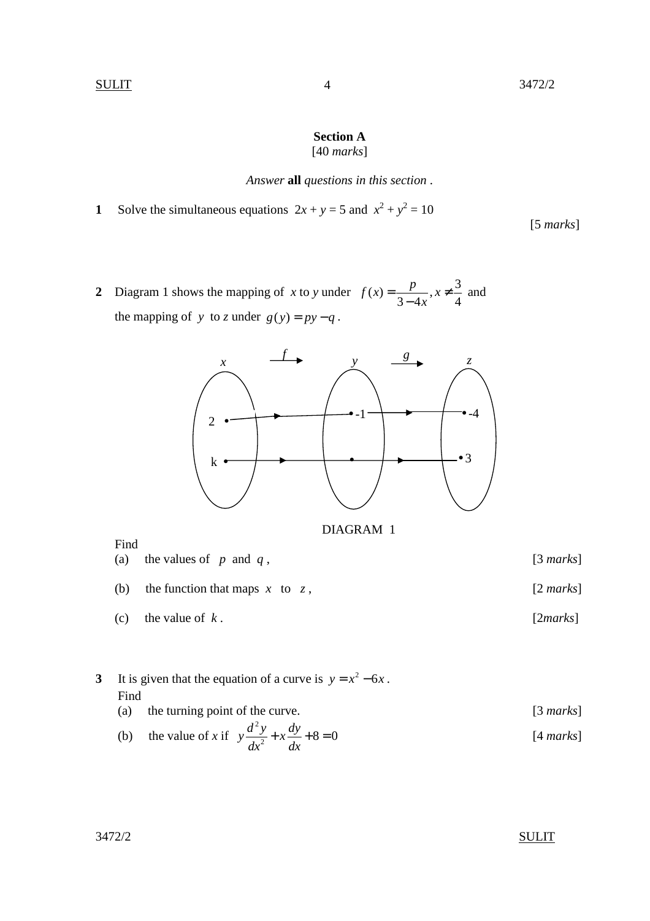## Section A

[40 *marks*]

*Answer* **all** *questions in this section* .

**1** Solve the simultaneous equations $2x + y = 5$ and $x^2 + y^2 = 10$

[5 *marks*]

**2** Diagram 1 shows the mapping of $x$ to $y$ under $f(x) = \dfrac{p}{3-4x}, x \neq \dfrac{3}{4}$ and the mapping of $y$ to $z$ under $g(y) = py - q$ .

DIAGRAM 1

Find

(a) the values of $p$ and $q$ , [3 *marks*]

(b) the function that maps $x$ to $z$ , [2 *marks*]

(c) the value of $k$ . [2*marks*]

**3** It is given that the equation of a curve is $y = x^2 - 6x$ .

Find

(a) the turning point of the curve. [3 *marks*]

(b) the value of $x$ if $y\dfrac{d^2y}{dx^2} + x\dfrac{dy}{dx} + 8 = 0$ [4 *marks*]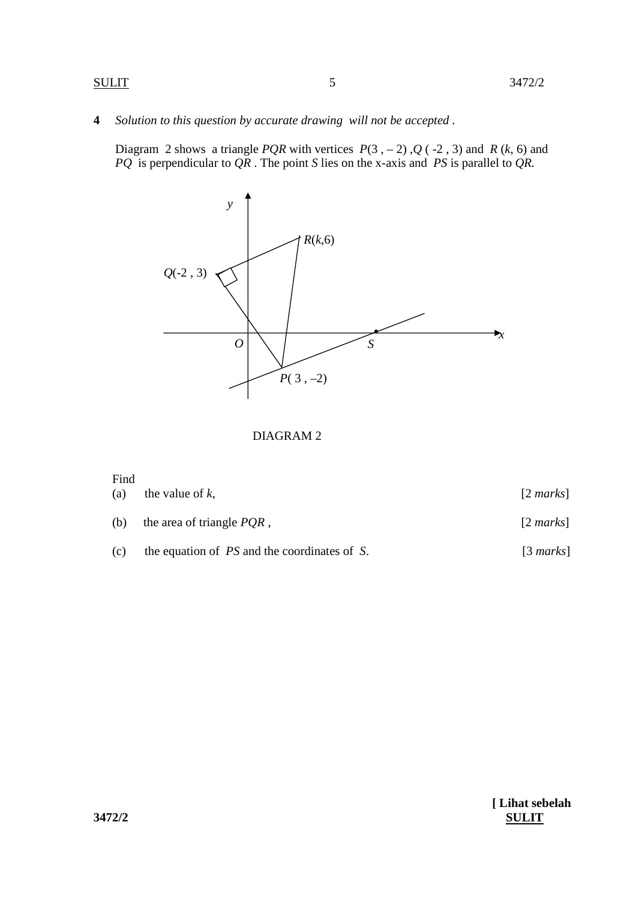**4** *Solution to this question by accurate drawing will not be accepted .*

Diagram 2 shows a triangle *PQR* with vertices $P(3, -2)$, $Q(-2, 3)$ and $R(k, 6)$ and *PQ* is perpendicular to *QR* . The point *S* lies on the x-axis and *PS* is parallel to *QR.*

DIAGRAM 2

Find

(a) the value of $k$, [2 *marks*]

(b) the area of triangle *PQR* , [2 *marks*]

(c) the equation of *PS* and the coordinates of *S*. [3 *marks*]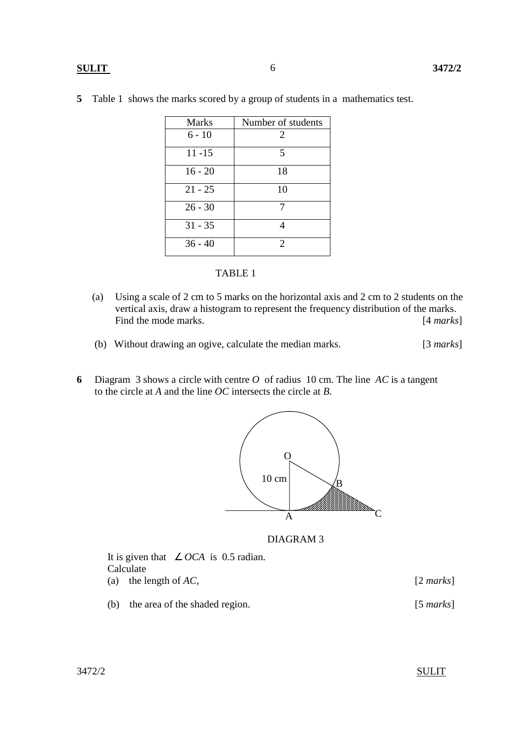**5** Table 1 shows the marks scored by a group of students in a mathematics test.

| Marks | Number of students |
|---|---|
| 6 - 10 | 2 |
| 11 -15 | 5 |
| 16 - 20 | 18 |
| 21 - 25 | 10 |
| 26 - 30 | 7 |
| 31 - 35 | 4 |
| 36 - 40 | 2 |

TABLE 1

(a) Using a scale of 2 cm to 5 marks on the horizontal axis and 2 cm to 2 students on the vertical axis, draw a histogram to represent the frequency distribution of the marks. Find the mode marks. [4 *marks*]

(b) Without drawing an ogive, calculate the median marks. [3 *marks*]

**6** Diagram 3 shows a circle with centre *O* of radius 10 cm. The line *AC* is a tangent to the circle at *A* and the line *OC* intersects the circle at *B.*

DIAGRAM 3

It is given that $\angle OCA$ is 0.5 radian.

Calculate

(a) the length of *AC*, [2 *marks*]

(b) the area of the shaded region. [5 *marks*]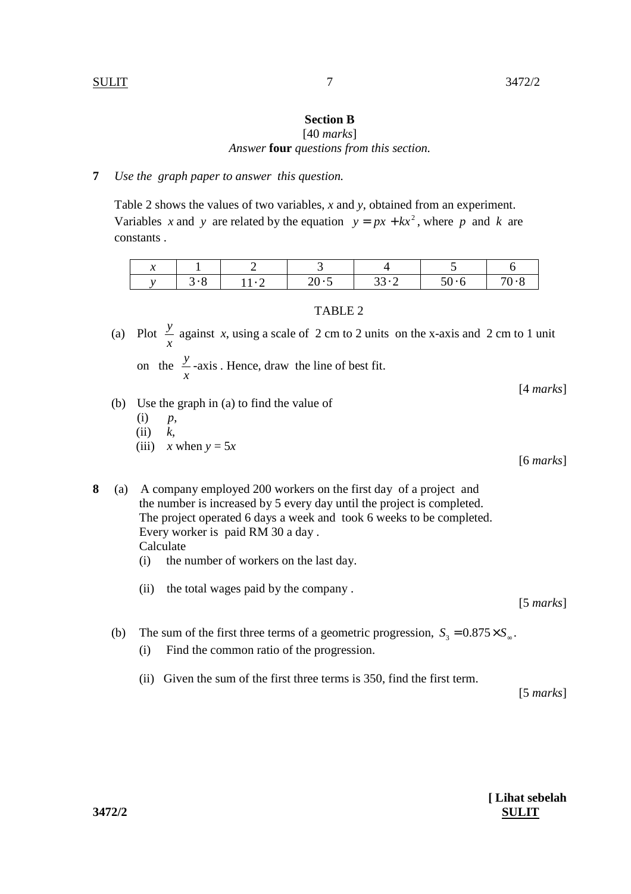## Section B

[40 *marks*]

*Answer* **four** *questions from this section.*

**7** *Use the graph paper to answer this question.*

Table 2 shows the values of two variables, $x$ and $y$, obtained from an experiment. Variables $x$ and $y$ are related by the equation $y = px + kx^2$, where $p$ and $k$ are constants .

| $x$ | 1 | 2 | 3 | 4 | 5 | 6 |
|---|---|---|---|---|---|---|
| $y$ | $3 \cdot 8$ | $11 \cdot 2$ | $20 \cdot 5$ | $33 \cdot 2$ | $50 \cdot 6$ | $70 \cdot 8$ |

TABLE 2

(a) Plot $\frac{y}{x}$ against $x$, using a scale of 2 cm to 2 units on the x-axis and 2 cm to 1 unit on the $\frac{y}{x}$-axis . Hence, draw the line of best fit.

[4 *marks*]

(b) Use the graph in (a) to find the value of

(i) $p$,

(ii) $k$,

(iii) $x$ when $y = 5x$

[6 *marks*]

**8** (a) A company employed 200 workers on the first day of a project and the number is increased by 5 every day until the project is completed. The project operated 6 days a week and took 6 weeks to be completed. Every worker is paid RM 30 a day .

Calculate

(i) the number of workers on the last day.

(ii) the total wages paid by the company .

[5 *marks*]

(b) The sum of the first three terms of a geometric progression, $S_3 = 0.875 \times S_\infty$.

(i) Find the common ratio of the progression.

(ii) Given the sum of the first three terms is 350, find the first term.

[5 *marks*]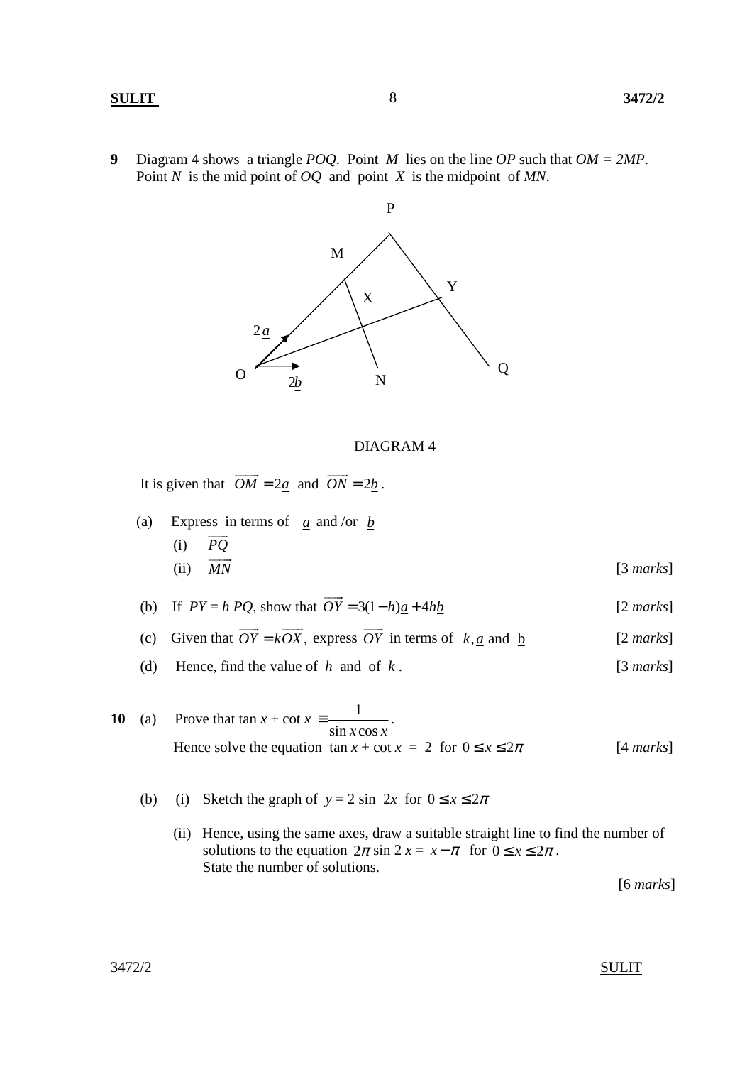**9** Diagram 4 shows a triangle *POQ*. Point *M* lies on the line *OP* such that *OM = 2MP*. Point *N* is the mid point of *OQ* and point *X* is the midpoint of *MN*.

DIAGRAM 4

It is given that $\overrightarrow{OM} = 2\underset{\sim}{a}$ and $\overrightarrow{ON} = 2\underset{\sim}{b}$.

(a) Express in terms of $\underset{\sim}{a}$ and /or $\underset{\sim}{b}$

  (i) $\overrightarrow{PQ}$

  (ii) $\overrightarrow{MN}$ [3 *marks*]

(b) If $PY = h\, PQ$, show that $\overrightarrow{OY} = 3(1-h)\underset{\sim}{a} + 4h\underset{\sim}{b}$ [2 *marks*]

(c) Given that $\overrightarrow{OY} = k\overrightarrow{OX}$, express $\overrightarrow{OY}$ in terms of $k, \underset{\sim}{a}$ and $\underset{\sim}{b}$ [2 *marks*]

(d) Hence, find the value of $h$ and of $k$. [3 *marks*]

**10** (a) Prove that $\tan x + \cot x \equiv \dfrac{1}{\sin x \cos x}$.

Hence solve the equation $\tan x + \cot x = 2$ for $0 \le x \le 2\pi$ [4 *marks*]

(b) (i) Sketch the graph of $y = 2\sin 2x$ for $0 \le x \le 2\pi$

  (ii) Hence, using the same axes, draw a suitable straight line to find the number of solutions to the equation $2\pi \sin 2x = x - \pi$ for $0 \le x \le 2\pi$.
  State the number of solutions.

[6 *marks*]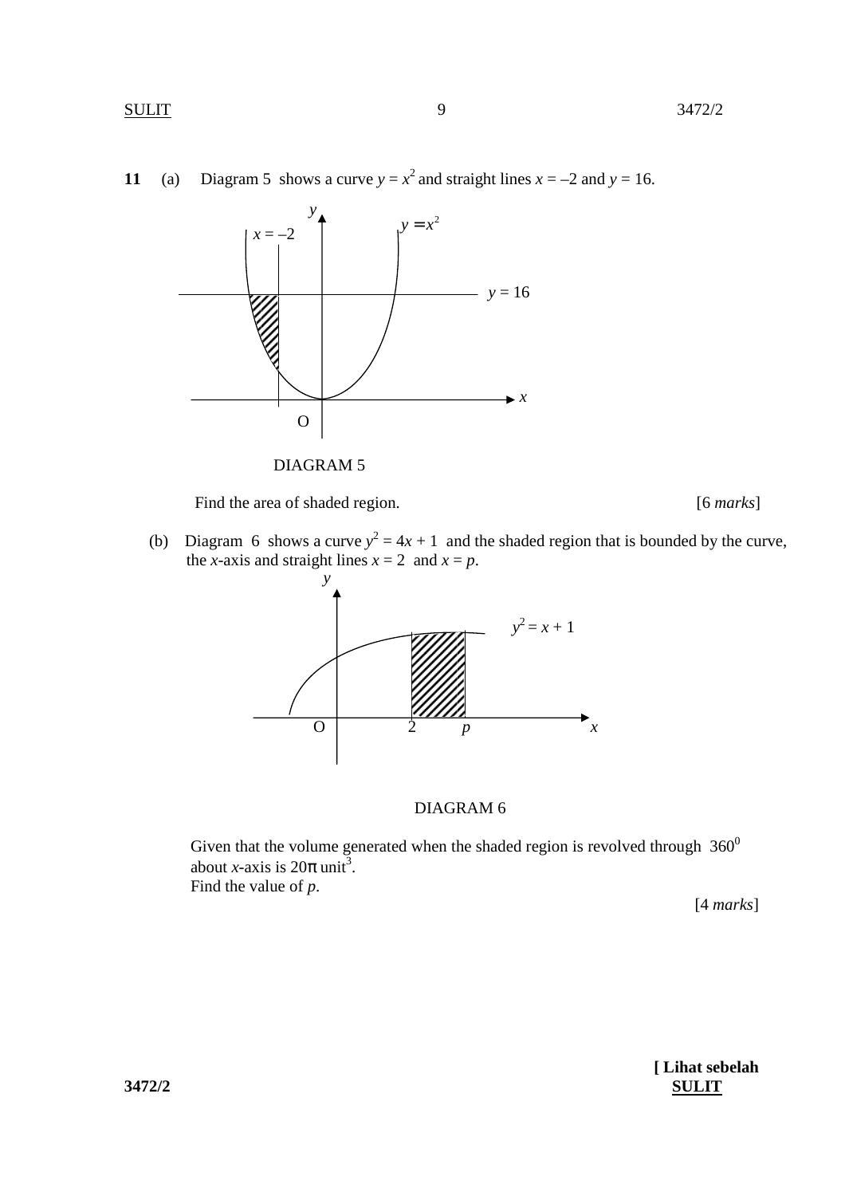**11** (a) Diagram 5 shows a curve $y = x^2$ and straight lines $x = -2$ and $y = 16$.

$y$

$x = -2$

$y = x^2$

$y = 16$

$x$

O

DIAGRAM 5

Find the area of shaded region. [6 *marks*]

(b) Diagram 6 shows a curve $y^2 = 4x + 1$ and the shaded region that is bounded by the curve, the $x$-axis and straight lines $x = 2$ and $x = p$.

$y$

$y^2 = x + 1$

O 2 $p$ $x$

DIAGRAM 6

Given that the volume generated when the shaded region is revolved through $360^0$ about $x$-axis is $20\pi$ unit$^3$.
Find the value of $p$.

[4 *marks*]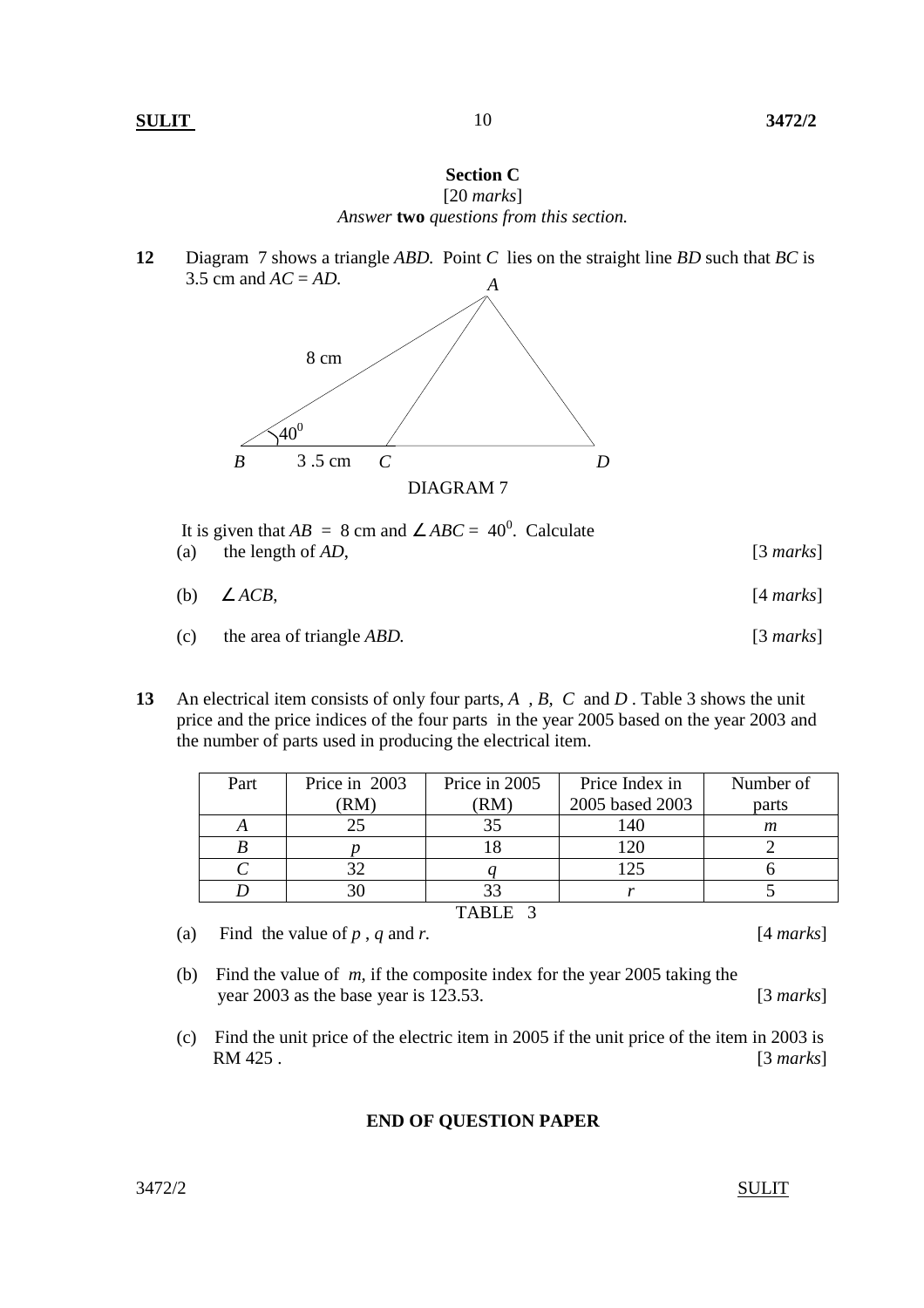## Section C

[20 *marks*]

*Answer* **two** *questions from this section.*

**12** Diagram 7 shows a triangle *ABD*. Point *C* lies on the straight line *BD* such that *BC* is 3.5 cm and $AC = AD$.

A

8 cm

$40^0$

B 3 .5 cm C D

DIAGRAM 7

It is given that $AB = 8$ cm and $\angle ABC = 40^0$. Calculate

(a) the length of *AD*, [3 *marks*]

(b) $\angle ACB$, [4 *marks*]

(c) the area of triangle *ABD*. [3 *marks*]

**13** An electrical item consists of only four parts, *A* , *B*, *C* and *D* . Table 3 shows the unit price and the price indices of the four parts in the year 2005 based on the year 2003 and the number of parts used in producing the electrical item.

| Part | Price in 2003 (RM) | Price in 2005 (RM) | Price Index in 2005 based 2003 | Number of parts |
|---|---|---|---|---|
| *A* | 25 | 35 | 140 | *m* |
| *B* | *p* | 18 | 120 | 2 |
| *C* | 32 | *q* | 125 | 6 |
| *D* | 30 | 33 | *r* | 5 |

TABLE 3

(a) Find the value of *p* , *q* and *r*. [4 *marks*]

(b) Find the value of *m*, if the composite index for the year 2005 taking the year 2003 as the base year is 123.53. [3 *marks*]

(c) Find the unit price of the electric item in 2005 if the unit price of the item in 2003 is RM 425 . [3 *marks*]

**END OF QUESTION PAPER**